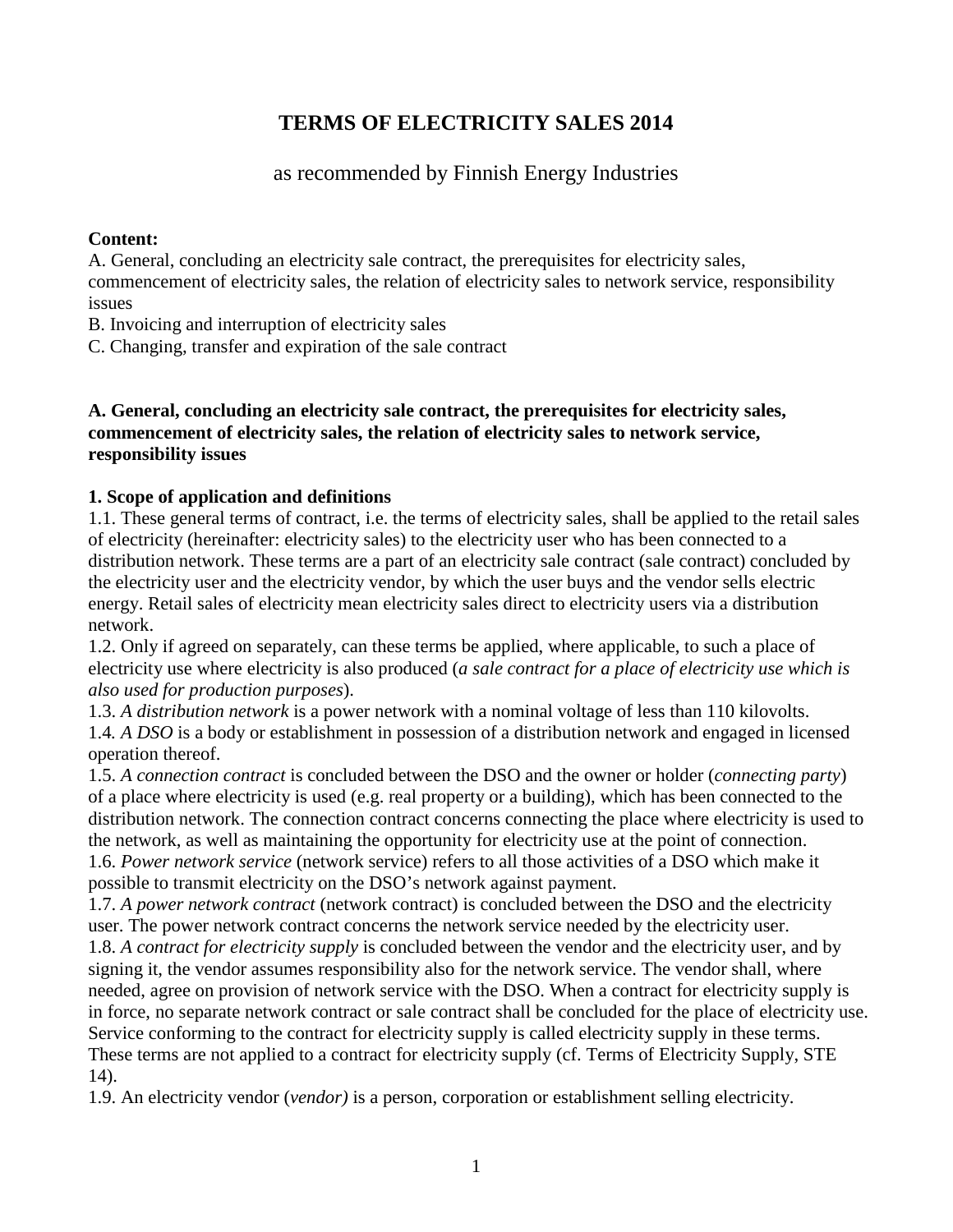# TERMS OF ELECTRICITY SALES 2014

as recommended by Finnish Energy Industries

**Content:**
A. General, concluding an electricity sale contract, the prerequisites for electricity sales, commencement of electricity sales, the relation of electricity sales to network service, responsibility issues
B. Invoicing and interruption of electricity sales
C. Changing, transfer and expiration of the sale contract

## A. General, concluding an electricity sale contract, the prerequisites for electricity sales, commencement of electricity sales, the relation of electricity sales to network service, responsibility issues

### 1. Scope of application and definitions

1.1. These general terms of contract, i.e. the terms of electricity sales, shall be applied to the retail sales of electricity (hereinafter: electricity sales) to the electricity user who has been connected to a distribution network. These terms are a part of an electricity sale contract (sale contract) concluded by the electricity user and the electricity vendor, by which the user buys and the vendor sells electric energy. Retail sales of electricity mean electricity sales direct to electricity users via a distribution network.
1.2. Only if agreed on separately, can these terms be applied, where applicable, to such a place of electricity use where electricity is also produced (*a sale contract for a place of electricity use which is also used for production purposes*).
1.3. *A distribution network* is a power network with a nominal voltage of less than 110 kilovolts.
1.4. *A DSO* is a body or establishment in possession of a distribution network and engaged in licensed operation thereof.
1.5. *A connection contract* is concluded between the DSO and the owner or holder (*connecting party*) of a place where electricity is used (e.g. real property or a building), which has been connected to the distribution network. The connection contract concerns connecting the place where electricity is used to the network, as well as maintaining the opportunity for electricity use at the point of connection.
1.6. *Power network service* (network service) refers to all those activities of a DSO which make it possible to transmit electricity on the DSO's network against payment.
1.7. *A power network contract* (network contract) is concluded between the DSO and the electricity user. The power network contract concerns the network service needed by the electricity user.
1.8. *A contract for electricity supply* is concluded between the vendor and the electricity user, and by signing it, the vendor assumes responsibility also for the network service. The vendor shall, where needed, agree on provision of network service with the DSO. When a contract for electricity supply is in force, no separate network contract or sale contract shall be concluded for the place of electricity use. Service conforming to the contract for electricity supply is called electricity supply in these terms. These terms are not applied to a contract for electricity supply (cf. Terms of Electricity Supply, STE 14).
1.9. An electricity vendor (*vendor)* is a person, corporation or establishment selling electricity.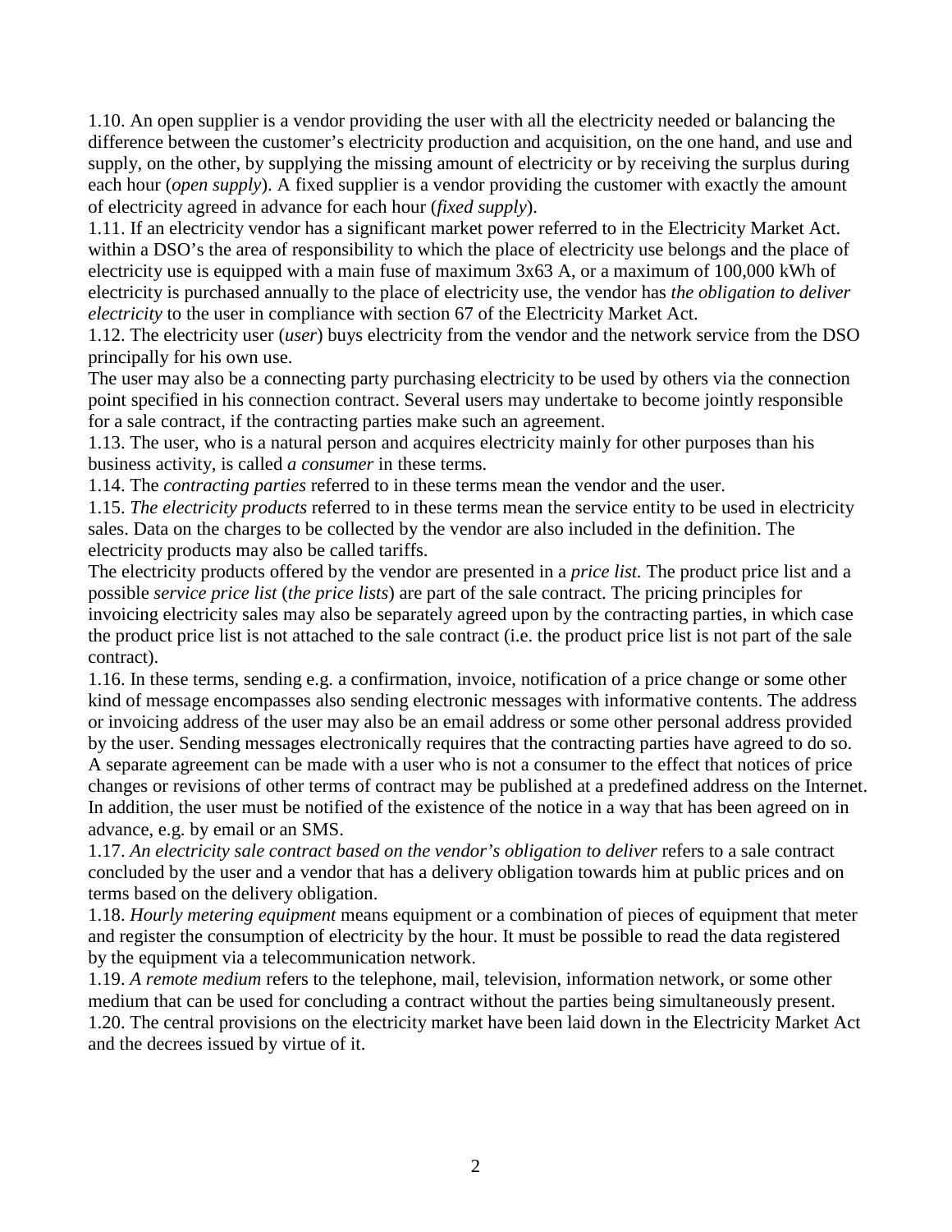1.10. An open supplier is a vendor providing the user with all the electricity needed or balancing the difference between the customer's electricity production and acquisition, on the one hand, and use and supply, on the other, by supplying the missing amount of electricity or by receiving the surplus during each hour (*open supply*). A fixed supplier is a vendor providing the customer with exactly the amount of electricity agreed in advance for each hour (*fixed supply*).

1.11. If an electricity vendor has a significant market power referred to in the Electricity Market Act. within a DSO's the area of responsibility to which the place of electricity use belongs and the place of electricity use is equipped with a main fuse of maximum 3x63 A, or a maximum of 100,000 kWh of electricity is purchased annually to the place of electricity use, the vendor has *the obligation to deliver electricity* to the user in compliance with section 67 of the Electricity Market Act.

1.12. The electricity user (*user*) buys electricity from the vendor and the network service from the DSO principally for his own use.

The user may also be a connecting party purchasing electricity to be used by others via the connection point specified in his connection contract. Several users may undertake to become jointly responsible for a sale contract, if the contracting parties make such an agreement.

1.13. The user, who is a natural person and acquires electricity mainly for other purposes than his business activity, is called *a consumer* in these terms.

1.14. The *contracting parties* referred to in these terms mean the vendor and the user.

1.15. *The electricity products* referred to in these terms mean the service entity to be used in electricity sales. Data on the charges to be collected by the vendor are also included in the definition. The electricity products may also be called tariffs.

The electricity products offered by the vendor are presented in a *price list.* The product price list and a possible *service price list* (*the price lists*) are part of the sale contract. The pricing principles for invoicing electricity sales may also be separately agreed upon by the contracting parties, in which case the product price list is not attached to the sale contract (i.e. the product price list is not part of the sale contract).

1.16. In these terms, sending e.g. a confirmation, invoice, notification of a price change or some other kind of message encompasses also sending electronic messages with informative contents. The address or invoicing address of the user may also be an email address or some other personal address provided by the user. Sending messages electronically requires that the contracting parties have agreed to do so. A separate agreement can be made with a user who is not a consumer to the effect that notices of price changes or revisions of other terms of contract may be published at a predefined address on the Internet. In addition, the user must be notified of the existence of the notice in a way that has been agreed on in advance, e.g. by email or an SMS.

1.17. *An electricity sale contract based on the vendor's obligation to deliver* refers to a sale contract concluded by the user and a vendor that has a delivery obligation towards him at public prices and on terms based on the delivery obligation.

1.18. *Hourly metering equipment* means equipment or a combination of pieces of equipment that meter and register the consumption of electricity by the hour. It must be possible to read the data registered by the equipment via a telecommunication network.

1.19. *A remote medium* refers to the telephone, mail, television, information network, or some other medium that can be used for concluding a contract without the parties being simultaneously present.

1.20. The central provisions on the electricity market have been laid down in the Electricity Market Act and the decrees issued by virtue of it.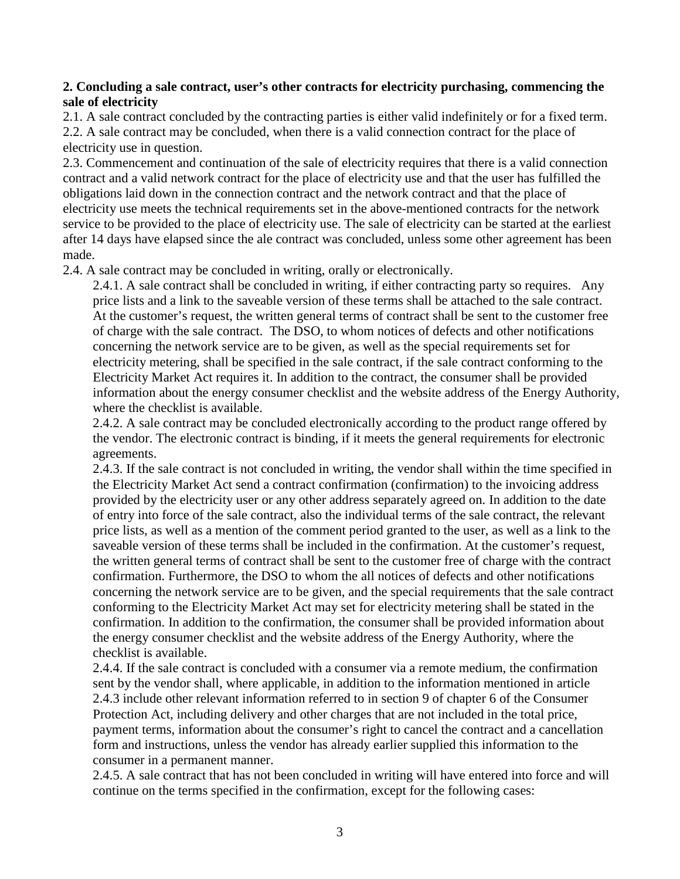**2. Concluding a sale contract, user's other contracts for electricity purchasing, commencing the sale of electricity**

2.1. A sale contract concluded by the contracting parties is either valid indefinitely or for a fixed term.

2.2. A sale contract may be concluded, when there is a valid connection contract for the place of electricity use in question.

2.3. Commencement and continuation of the sale of electricity requires that there is a valid connection contract and a valid network contract for the place of electricity use and that the user has fulfilled the obligations laid down in the connection contract and the network contract and that the place of electricity use meets the technical requirements set in the above-mentioned contracts for the network service to be provided to the place of electricity use. The sale of electricity can be started at the earliest after 14 days have elapsed since the ale contract was concluded, unless some other agreement has been made.

2.4. A sale contract may be concluded in writing, orally or electronically.

2.4.1. A sale contract shall be concluded in writing, if either contracting party so requires. Any price lists and a link to the saveable version of these terms shall be attached to the sale contract. At the customer's request, the written general terms of contract shall be sent to the customer free of charge with the sale contract. The DSO, to whom notices of defects and other notifications concerning the network service are to be given, as well as the special requirements set for electricity metering, shall be specified in the sale contract, if the sale contract conforming to the Electricity Market Act requires it. In addition to the contract, the consumer shall be provided information about the energy consumer checklist and the website address of the Energy Authority, where the checklist is available.

2.4.2. A sale contract may be concluded electronically according to the product range offered by the vendor. The electronic contract is binding, if it meets the general requirements for electronic agreements.

2.4.3. If the sale contract is not concluded in writing, the vendor shall within the time specified in the Electricity Market Act send a contract confirmation (confirmation) to the invoicing address provided by the electricity user or any other address separately agreed on. In addition to the date of entry into force of the sale contract, also the individual terms of the sale contract, the relevant price lists, as well as a mention of the comment period granted to the user, as well as a link to the saveable version of these terms shall be included in the confirmation. At the customer's request, the written general terms of contract shall be sent to the customer free of charge with the contract confirmation. Furthermore, the DSO to whom the all notices of defects and other notifications concerning the network service are to be given, and the special requirements that the sale contract conforming to the Electricity Market Act may set for electricity metering shall be stated in the confirmation. In addition to the confirmation, the consumer shall be provided information about the energy consumer checklist and the website address of the Energy Authority, where the checklist is available.

2.4.4. If the sale contract is concluded with a consumer via a remote medium, the confirmation sent by the vendor shall, where applicable, in addition to the information mentioned in article 2.4.3 include other relevant information referred to in section 9 of chapter 6 of the Consumer Protection Act, including delivery and other charges that are not included in the total price, payment terms, information about the consumer's right to cancel the contract and a cancellation form and instructions, unless the vendor has already earlier supplied this information to the consumer in a permanent manner.

2.4.5. A sale contract that has not been concluded in writing will have entered into force and will continue on the terms specified in the confirmation, except for the following cases: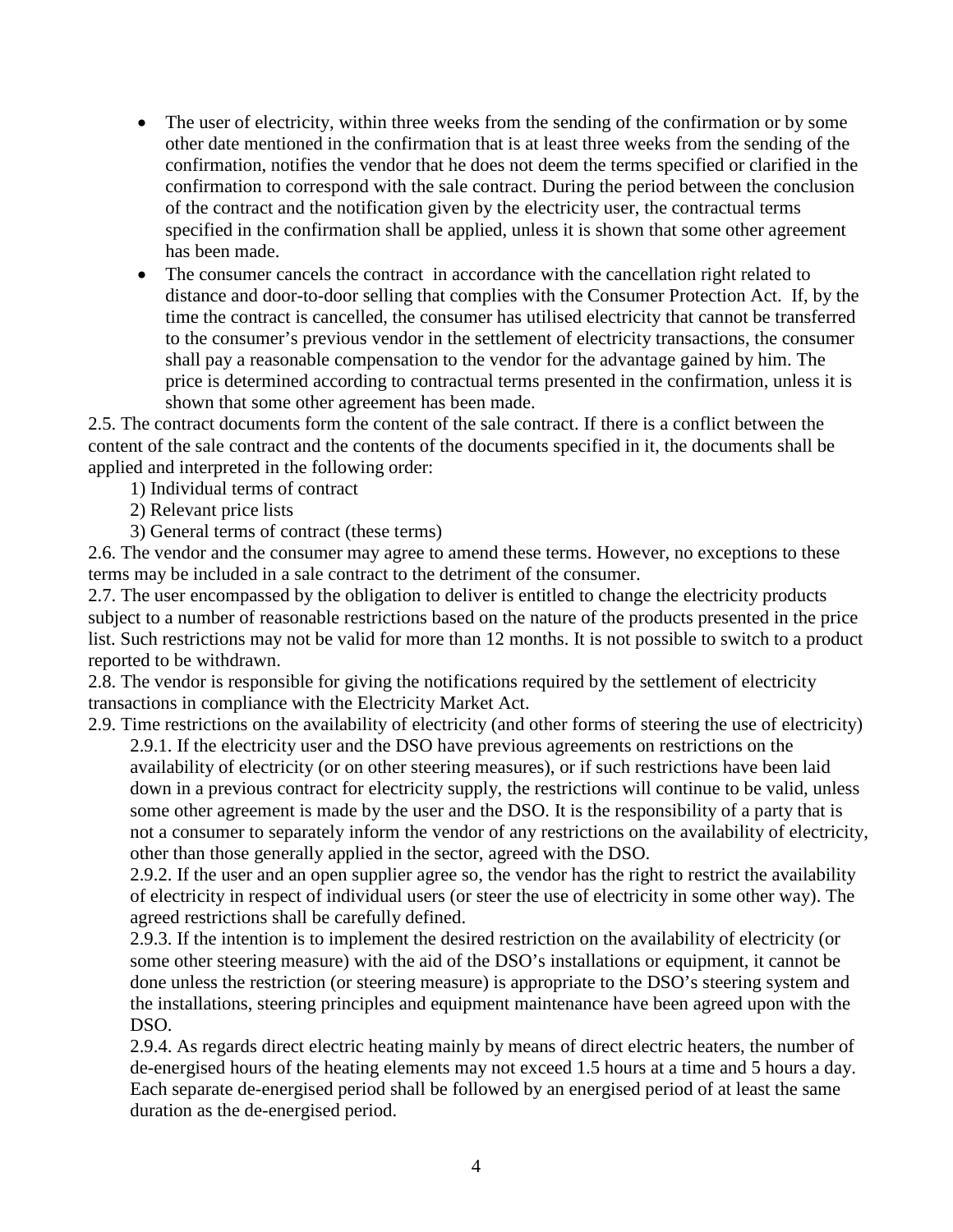- The user of electricity, within three weeks from the sending of the confirmation or by some other date mentioned in the confirmation that is at least three weeks from the sending of the confirmation, notifies the vendor that he does not deem the terms specified or clarified in the confirmation to correspond with the sale contract. During the period between the conclusion of the contract and the notification given by the electricity user, the contractual terms specified in the confirmation shall be applied, unless it is shown that some other agreement has been made.
- The consumer cancels the contract in accordance with the cancellation right related to distance and door-to-door selling that complies with the Consumer Protection Act. If, by the time the contract is cancelled, the consumer has utilised electricity that cannot be transferred to the consumer's previous vendor in the settlement of electricity transactions, the consumer shall pay a reasonable compensation to the vendor for the advantage gained by him. The price is determined according to contractual terms presented in the confirmation, unless it is shown that some other agreement has been made.

2.5. The contract documents form the content of the sale contract. If there is a conflict between the content of the sale contract and the contents of the documents specified in it, the documents shall be applied and interpreted in the following order:

1) Individual terms of contract
2) Relevant price lists
3) General terms of contract (these terms)

2.6. The vendor and the consumer may agree to amend these terms. However, no exceptions to these terms may be included in a sale contract to the detriment of the consumer.

2.7. The user encompassed by the obligation to deliver is entitled to change the electricity products subject to a number of reasonable restrictions based on the nature of the products presented in the price list. Such restrictions may not be valid for more than 12 months. It is not possible to switch to a product reported to be withdrawn.

2.8. The vendor is responsible for giving the notifications required by the settlement of electricity transactions in compliance with the Electricity Market Act.

2.9. Time restrictions on the availability of electricity (and other forms of steering the use of electricity)

2.9.1. If the electricity user and the DSO have previous agreements on restrictions on the availability of electricity (or on other steering measures), or if such restrictions have been laid down in a previous contract for electricity supply, the restrictions will continue to be valid, unless some other agreement is made by the user and the DSO. It is the responsibility of a party that is not a consumer to separately inform the vendor of any restrictions on the availability of electricity, other than those generally applied in the sector, agreed with the DSO.

2.9.2. If the user and an open supplier agree so, the vendor has the right to restrict the availability of electricity in respect of individual users (or steer the use of electricity in some other way). The agreed restrictions shall be carefully defined.

2.9.3. If the intention is to implement the desired restriction on the availability of electricity (or some other steering measure) with the aid of the DSO's installations or equipment, it cannot be done unless the restriction (or steering measure) is appropriate to the DSO's steering system and the installations, steering principles and equipment maintenance have been agreed upon with the DSO.

2.9.4. As regards direct electric heating mainly by means of direct electric heaters, the number of de-energised hours of the heating elements may not exceed 1.5 hours at a time and 5 hours a day. Each separate de-energised period shall be followed by an energised period of at least the same duration as the de-energised period.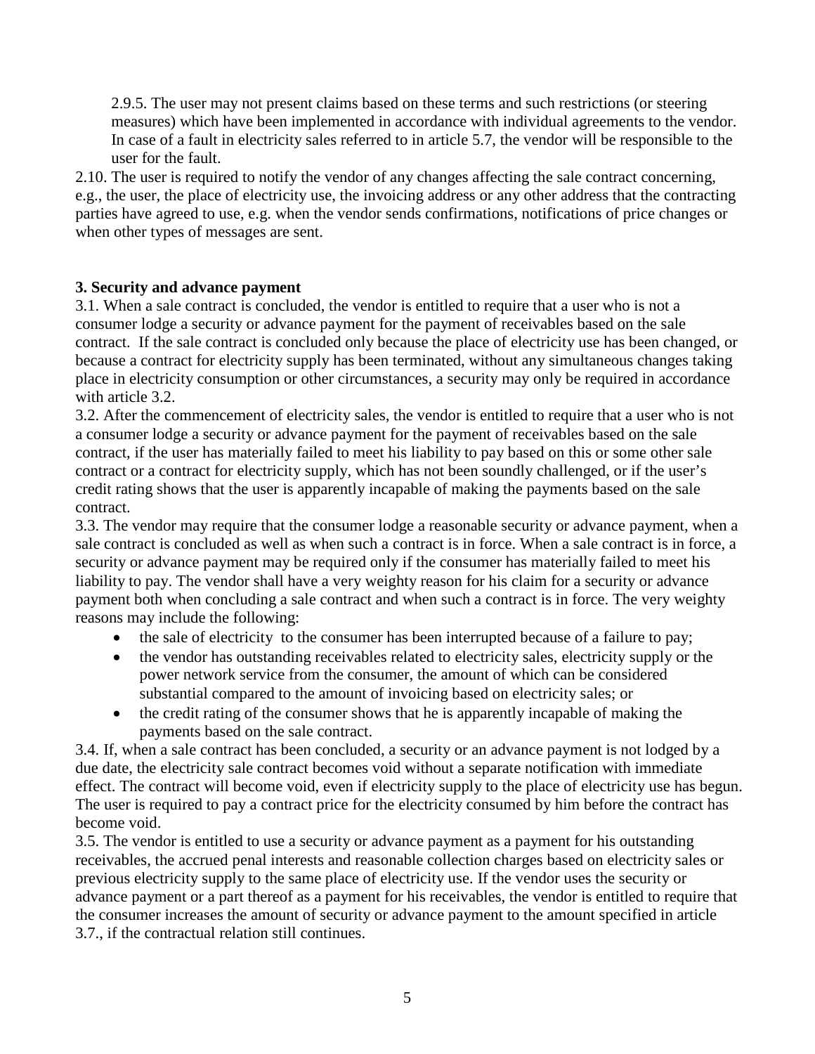2.9.5. The user may not present claims based on these terms and such restrictions (or steering measures) which have been implemented in accordance with individual agreements to the vendor. In case of a fault in electricity sales referred to in article 5.7, the vendor will be responsible to the user for the fault.

2.10. The user is required to notify the vendor of any changes affecting the sale contract concerning, e.g., the user, the place of electricity use, the invoicing address or any other address that the contracting parties have agreed to use, e.g. when the vendor sends confirmations, notifications of price changes or when other types of messages are sent.

**3. Security and advance payment**

3.1. When a sale contract is concluded, the vendor is entitled to require that a user who is not a consumer lodge a security or advance payment for the payment of receivables based on the sale contract. If the sale contract is concluded only because the place of electricity use has been changed, or because a contract for electricity supply has been terminated, without any simultaneous changes taking place in electricity consumption or other circumstances, a security may only be required in accordance with article 3.2.

3.2. After the commencement of electricity sales, the vendor is entitled to require that a user who is not a consumer lodge a security or advance payment for the payment of receivables based on the sale contract, if the user has materially failed to meet his liability to pay based on this or some other sale contract or a contract for electricity supply, which has not been soundly challenged, or if the user's credit rating shows that the user is apparently incapable of making the payments based on the sale contract.

3.3. The vendor may require that the consumer lodge a reasonable security or advance payment, when a sale contract is concluded as well as when such a contract is in force. When a sale contract is in force, a security or advance payment may be required only if the consumer has materially failed to meet his liability to pay. The vendor shall have a very weighty reason for his claim for a security or advance payment both when concluding a sale contract and when such a contract is in force. The very weighty reasons may include the following:

- the sale of electricity to the consumer has been interrupted because of a failure to pay;
- the vendor has outstanding receivables related to electricity sales, electricity supply or the power network service from the consumer, the amount of which can be considered substantial compared to the amount of invoicing based on electricity sales; or
- the credit rating of the consumer shows that he is apparently incapable of making the payments based on the sale contract.

3.4. If, when a sale contract has been concluded, a security or an advance payment is not lodged by a due date, the electricity sale contract becomes void without a separate notification with immediate effect. The contract will become void, even if electricity supply to the place of electricity use has begun. The user is required to pay a contract price for the electricity consumed by him before the contract has become void.

3.5. The vendor is entitled to use a security or advance payment as a payment for his outstanding receivables, the accrued penal interests and reasonable collection charges based on electricity sales or previous electricity supply to the same place of electricity use. If the vendor uses the security or advance payment or a part thereof as a payment for his receivables, the vendor is entitled to require that the consumer increases the amount of security or advance payment to the amount specified in article 3.7., if the contractual relation still continues.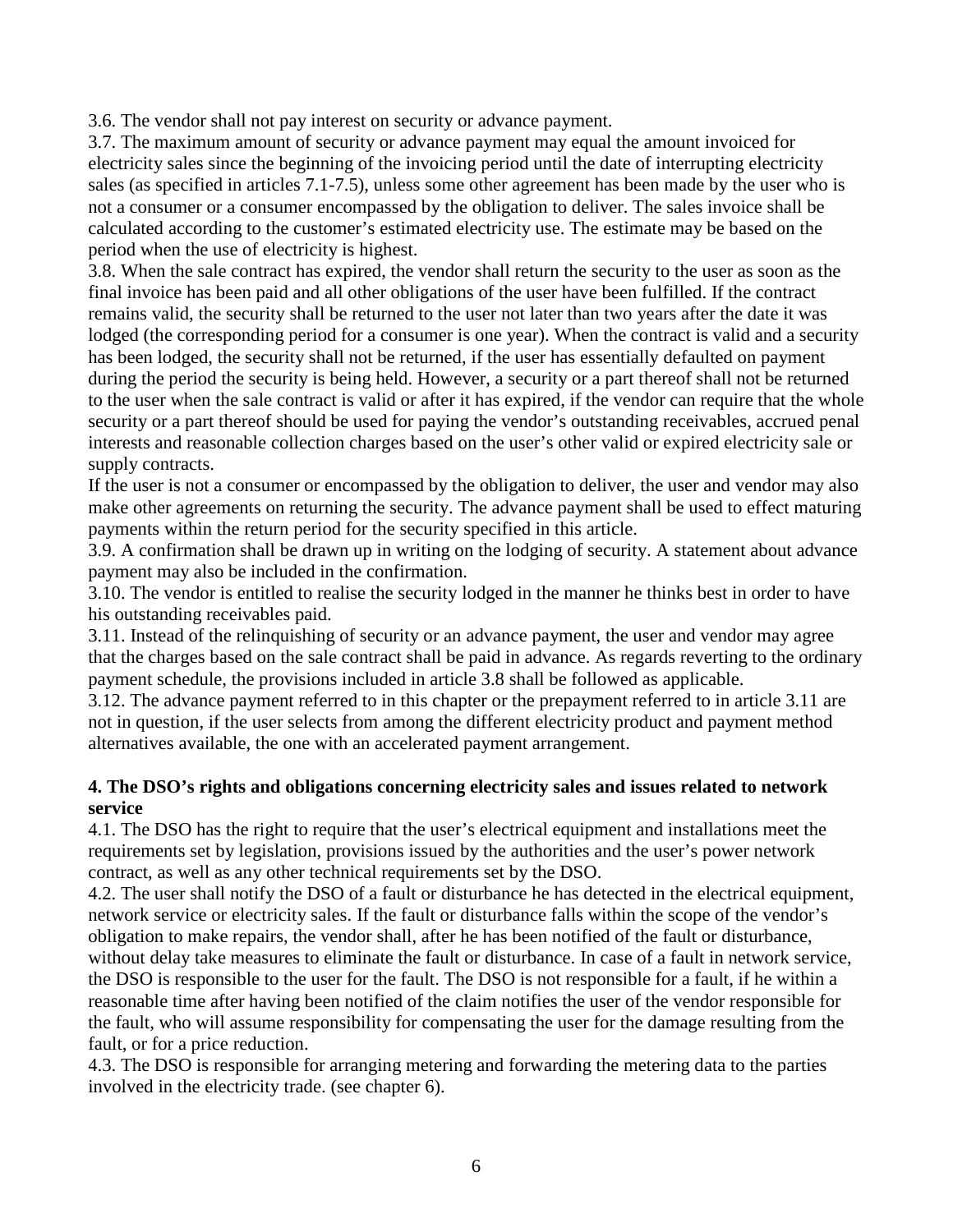3.6. The vendor shall not pay interest on security or advance payment.

3.7. The maximum amount of security or advance payment may equal the amount invoiced for electricity sales since the beginning of the invoicing period until the date of interrupting electricity sales (as specified in articles 7.1-7.5), unless some other agreement has been made by the user who is not a consumer or a consumer encompassed by the obligation to deliver. The sales invoice shall be calculated according to the customer's estimated electricity use. The estimate may be based on the period when the use of electricity is highest.

3.8. When the sale contract has expired, the vendor shall return the security to the user as soon as the final invoice has been paid and all other obligations of the user have been fulfilled. If the contract remains valid, the security shall be returned to the user not later than two years after the date it was lodged (the corresponding period for a consumer is one year). When the contract is valid and a security has been lodged, the security shall not be returned, if the user has essentially defaulted on payment during the period the security is being held. However, a security or a part thereof shall not be returned to the user when the sale contract is valid or after it has expired, if the vendor can require that the whole security or a part thereof should be used for paying the vendor's outstanding receivables, accrued penal interests and reasonable collection charges based on the user's other valid or expired electricity sale or supply contracts.

If the user is not a consumer or encompassed by the obligation to deliver, the user and vendor may also make other agreements on returning the security. The advance payment shall be used to effect maturing payments within the return period for the security specified in this article.

3.9. A confirmation shall be drawn up in writing on the lodging of security. A statement about advance payment may also be included in the confirmation.

3.10. The vendor is entitled to realise the security lodged in the manner he thinks best in order to have his outstanding receivables paid.

3.11. Instead of the relinquishing of security or an advance payment, the user and vendor may agree that the charges based on the sale contract shall be paid in advance. As regards reverting to the ordinary payment schedule, the provisions included in article 3.8 shall be followed as applicable.

3.12. The advance payment referred to in this chapter or the prepayment referred to in article 3.11 are not in question, if the user selects from among the different electricity product and payment method alternatives available, the one with an accelerated payment arrangement.

## 4. The DSO's rights and obligations concerning electricity sales and issues related to network service

4.1. The DSO has the right to require that the user's electrical equipment and installations meet the requirements set by legislation, provisions issued by the authorities and the user's power network contract, as well as any other technical requirements set by the DSO.

4.2. The user shall notify the DSO of a fault or disturbance he has detected in the electrical equipment, network service or electricity sales. If the fault or disturbance falls within the scope of the vendor's obligation to make repairs, the vendor shall, after he has been notified of the fault or disturbance, without delay take measures to eliminate the fault or disturbance. In case of a fault in network service, the DSO is responsible to the user for the fault. The DSO is not responsible for a fault, if he within a reasonable time after having been notified of the claim notifies the user of the vendor responsible for the fault, who will assume responsibility for compensating the user for the damage resulting from the fault, or for a price reduction.

4.3. The DSO is responsible for arranging metering and forwarding the metering data to the parties involved in the electricity trade. (see chapter 6).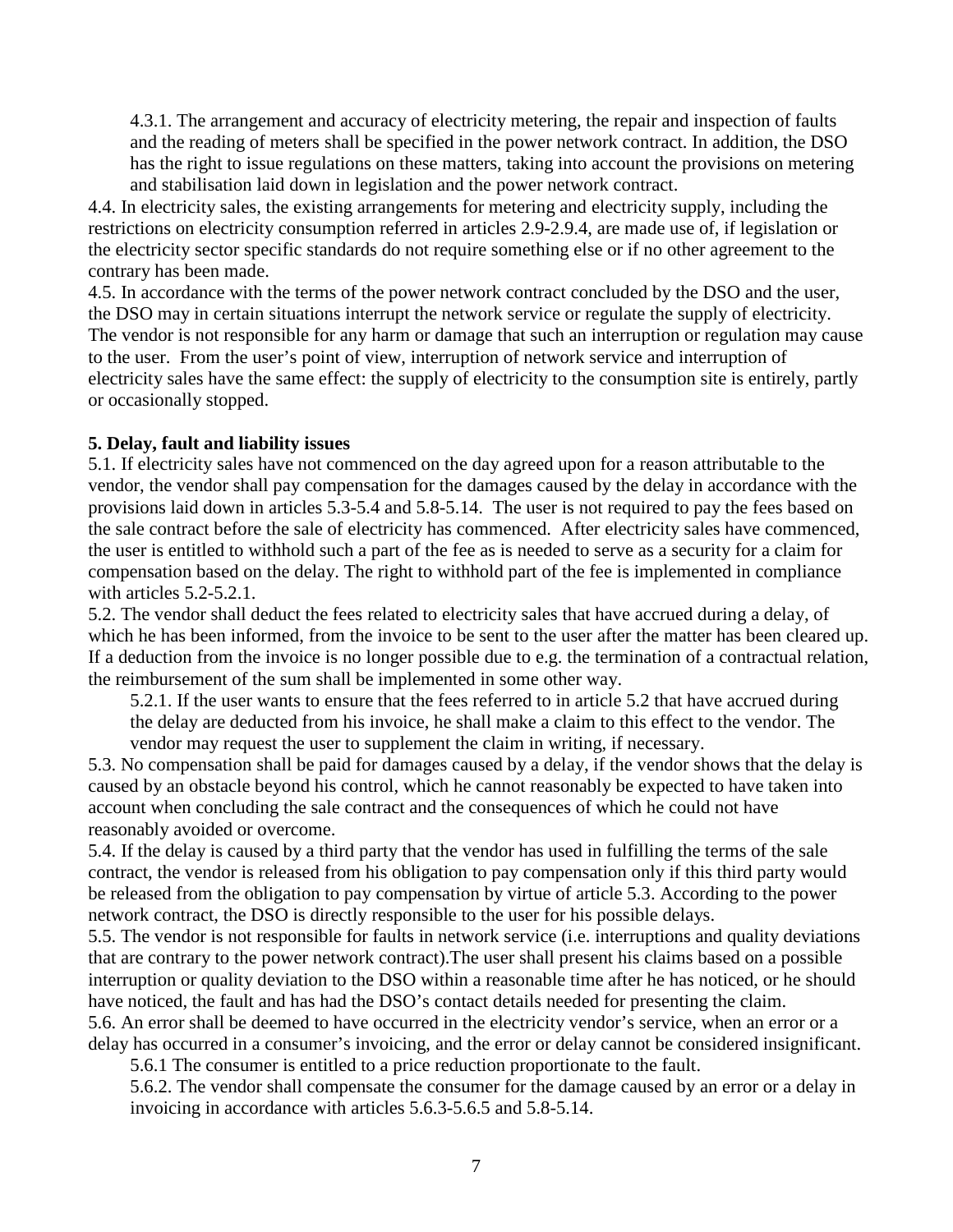4.3.1. The arrangement and accuracy of electricity metering, the repair and inspection of faults and the reading of meters shall be specified in the power network contract. In addition, the DSO has the right to issue regulations on these matters, taking into account the provisions on metering and stabilisation laid down in legislation and the power network contract.

4.4. In electricity sales, the existing arrangements for metering and electricity supply, including the restrictions on electricity consumption referred in articles 2.9-2.9.4, are made use of, if legislation or the electricity sector specific standards do not require something else or if no other agreement to the contrary has been made.

4.5. In accordance with the terms of the power network contract concluded by the DSO and the user, the DSO may in certain situations interrupt the network service or regulate the supply of electricity. The vendor is not responsible for any harm or damage that such an interruption or regulation may cause to the user. From the user's point of view, interruption of network service and interruption of electricity sales have the same effect: the supply of electricity to the consumption site is entirely, partly or occasionally stopped.

**5. Delay, fault and liability issues**

5.1. If electricity sales have not commenced on the day agreed upon for a reason attributable to the vendor, the vendor shall pay compensation for the damages caused by the delay in accordance with the provisions laid down in articles 5.3-5.4 and 5.8-5.14. The user is not required to pay the fees based on the sale contract before the sale of electricity has commenced. After electricity sales have commenced, the user is entitled to withhold such a part of the fee as is needed to serve as a security for a claim for compensation based on the delay. The right to withhold part of the fee is implemented in compliance with articles 5.2-5.2.1.

5.2. The vendor shall deduct the fees related to electricity sales that have accrued during a delay, of which he has been informed, from the invoice to be sent to the user after the matter has been cleared up. If a deduction from the invoice is no longer possible due to e.g. the termination of a contractual relation, the reimbursement of the sum shall be implemented in some other way.

5.2.1. If the user wants to ensure that the fees referred to in article 5.2 that have accrued during the delay are deducted from his invoice, he shall make a claim to this effect to the vendor. The vendor may request the user to supplement the claim in writing, if necessary.

5.3. No compensation shall be paid for damages caused by a delay, if the vendor shows that the delay is caused by an obstacle beyond his control, which he cannot reasonably be expected to have taken into account when concluding the sale contract and the consequences of which he could not have reasonably avoided or overcome.

5.4. If the delay is caused by a third party that the vendor has used in fulfilling the terms of the sale contract, the vendor is released from his obligation to pay compensation only if this third party would be released from the obligation to pay compensation by virtue of article 5.3. According to the power network contract, the DSO is directly responsible to the user for his possible delays.

5.5. The vendor is not responsible for faults in network service (i.e. interruptions and quality deviations that are contrary to the power network contract).The user shall present his claims based on a possible interruption or quality deviation to the DSO within a reasonable time after he has noticed, or he should have noticed, the fault and has had the DSO's contact details needed for presenting the claim.

5.6. An error shall be deemed to have occurred in the electricity vendor's service, when an error or a delay has occurred in a consumer's invoicing, and the error or delay cannot be considered insignificant.

5.6.1 The consumer is entitled to a price reduction proportionate to the fault.

5.6.2. The vendor shall compensate the consumer for the damage caused by an error or a delay in invoicing in accordance with articles 5.6.3-5.6.5 and 5.8-5.14.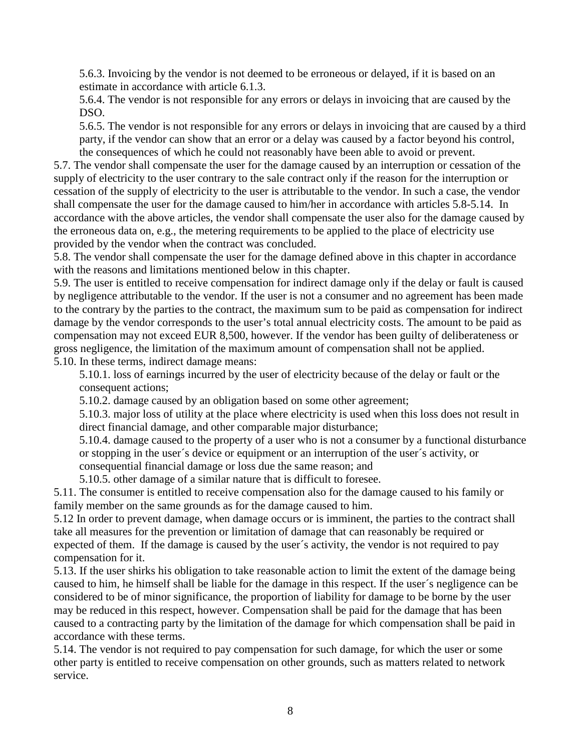5.6.3. Invoicing by the vendor is not deemed to be erroneous or delayed, if it is based on an estimate in accordance with article 6.1.3.

5.6.4. The vendor is not responsible for any errors or delays in invoicing that are caused by the DSO.

5.6.5. The vendor is not responsible for any errors or delays in invoicing that are caused by a third party, if the vendor can show that an error or a delay was caused by a factor beyond his control, the consequences of which he could not reasonably have been able to avoid or prevent.

5.7. The vendor shall compensate the user for the damage caused by an interruption or cessation of the supply of electricity to the user contrary to the sale contract only if the reason for the interruption or cessation of the supply of electricity to the user is attributable to the vendor. In such a case, the vendor shall compensate the user for the damage caused to him/her in accordance with articles 5.8-5.14. In accordance with the above articles, the vendor shall compensate the user also for the damage caused by the erroneous data on, e.g., the metering requirements to be applied to the place of electricity use provided by the vendor when the contract was concluded.

5.8. The vendor shall compensate the user for the damage defined above in this chapter in accordance with the reasons and limitations mentioned below in this chapter.

5.9. The user is entitled to receive compensation for indirect damage only if the delay or fault is caused by negligence attributable to the vendor. If the user is not a consumer and no agreement has been made to the contrary by the parties to the contract, the maximum sum to be paid as compensation for indirect damage by the vendor corresponds to the user's total annual electricity costs. The amount to be paid as compensation may not exceed EUR 8,500, however. If the vendor has been guilty of deliberateness or gross negligence, the limitation of the maximum amount of compensation shall not be applied.

5.10. In these terms, indirect damage means:

5.10.1. loss of earnings incurred by the user of electricity because of the delay or fault or the consequent actions;

5.10.2. damage caused by an obligation based on some other agreement;

5.10.3. major loss of utility at the place where electricity is used when this loss does not result in direct financial damage, and other comparable major disturbance;

5.10.4. damage caused to the property of a user who is not a consumer by a functional disturbance or stopping in the user´s device or equipment or an interruption of the user´s activity, or consequential financial damage or loss due the same reason; and

5.10.5. other damage of a similar nature that is difficult to foresee.

5.11. The consumer is entitled to receive compensation also for the damage caused to his family or family member on the same grounds as for the damage caused to him.

5.12 In order to prevent damage, when damage occurs or is imminent, the parties to the contract shall take all measures for the prevention or limitation of damage that can reasonably be required or expected of them. If the damage is caused by the user´s activity, the vendor is not required to pay compensation for it.

5.13. If the user shirks his obligation to take reasonable action to limit the extent of the damage being caused to him, he himself shall be liable for the damage in this respect. If the user´s negligence can be considered to be of minor significance, the proportion of liability for damage to be borne by the user may be reduced in this respect, however. Compensation shall be paid for the damage that has been caused to a contracting party by the limitation of the damage for which compensation shall be paid in accordance with these terms.

5.14. The vendor is not required to pay compensation for such damage, for which the user or some other party is entitled to receive compensation on other grounds, such as matters related to network service.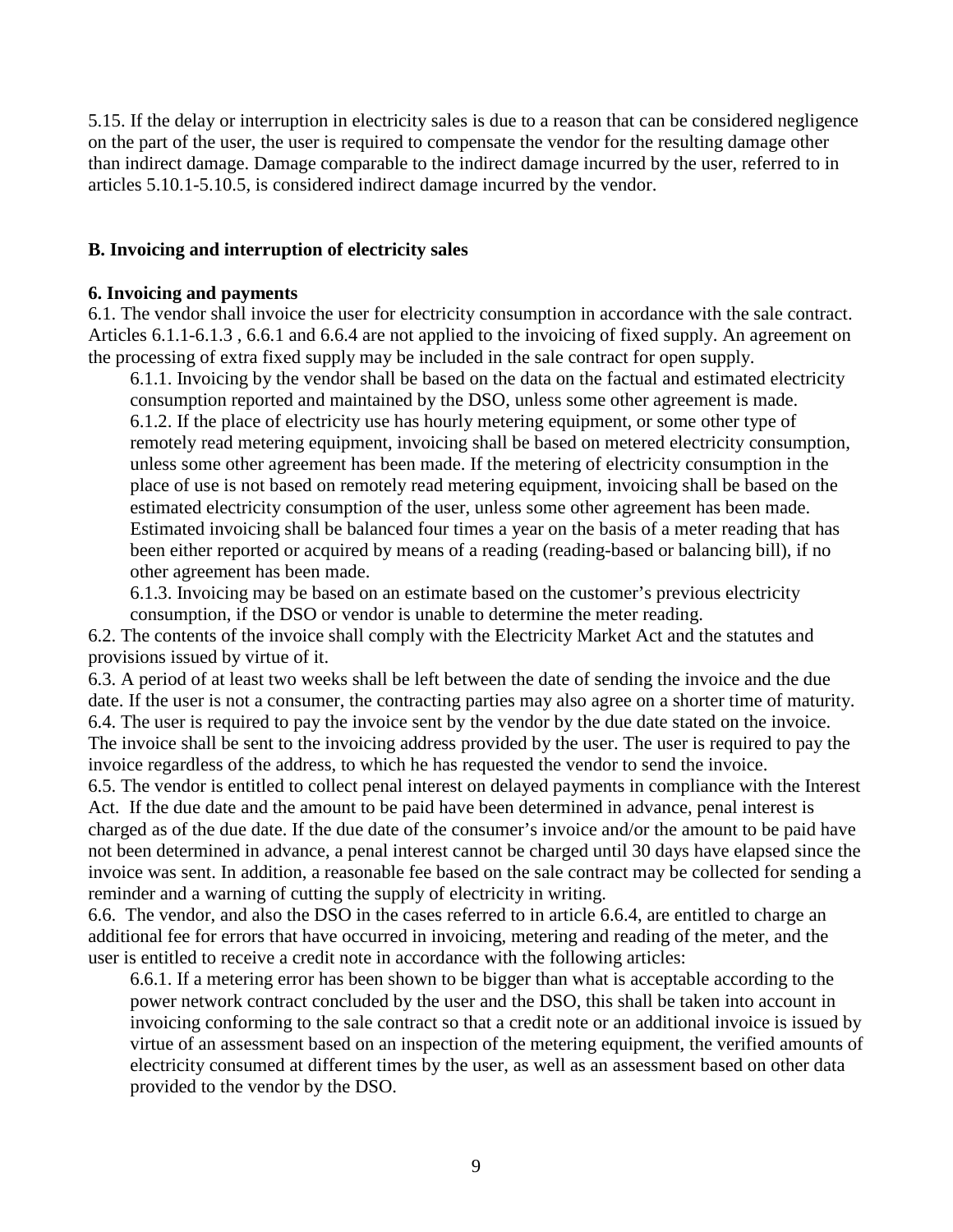5.15. If the delay or interruption in electricity sales is due to a reason that can be considered negligence on the part of the user, the user is required to compensate the vendor for the resulting damage other than indirect damage. Damage comparable to the indirect damage incurred by the user, referred to in articles 5.10.1-5.10.5, is considered indirect damage incurred by the vendor.

## B. Invoicing and interruption of electricity sales

### 6. Invoicing and payments

6.1. The vendor shall invoice the user for electricity consumption in accordance with the sale contract. Articles 6.1.1-6.1.3 , 6.6.1 and 6.6.4 are not applied to the invoicing of fixed supply. An agreement on the processing of extra fixed supply may be included in the sale contract for open supply.

> 6.1.1. Invoicing by the vendor shall be based on the data on the factual and estimated electricity consumption reported and maintained by the DSO, unless some other agreement is made.
>
> 6.1.2. If the place of electricity use has hourly metering equipment, or some other type of remotely read metering equipment, invoicing shall be based on metered electricity consumption, unless some other agreement has been made. If the metering of electricity consumption in the place of use is not based on remotely read metering equipment, invoicing shall be based on the estimated electricity consumption of the user, unless some other agreement has been made. Estimated invoicing shall be balanced four times a year on the basis of a meter reading that has been either reported or acquired by means of a reading (reading-based or balancing bill), if no other agreement has been made.
>
> 6.1.3. Invoicing may be based on an estimate based on the customer's previous electricity consumption, if the DSO or vendor is unable to determine the meter reading.

6.2. The contents of the invoice shall comply with the Electricity Market Act and the statutes and provisions issued by virtue of it.

6.3. A period of at least two weeks shall be left between the date of sending the invoice and the due date. If the user is not a consumer, the contracting parties may also agree on a shorter time of maturity.

6.4. The user is required to pay the invoice sent by the vendor by the due date stated on the invoice. The invoice shall be sent to the invoicing address provided by the user. The user is required to pay the invoice regardless of the address, to which he has requested the vendor to send the invoice.

6.5. The vendor is entitled to collect penal interest on delayed payments in compliance with the Interest Act. If the due date and the amount to be paid have been determined in advance, penal interest is charged as of the due date. If the due date of the consumer's invoice and/or the amount to be paid have not been determined in advance, a penal interest cannot be charged until 30 days have elapsed since the invoice was sent. In addition, a reasonable fee based on the sale contract may be collected for sending a reminder and a warning of cutting the supply of electricity in writing.

6.6. The vendor, and also the DSO in the cases referred to in article 6.6.4, are entitled to charge an additional fee for errors that have occurred in invoicing, metering and reading of the meter, and the user is entitled to receive a credit note in accordance with the following articles:

> 6.6.1. If a metering error has been shown to be bigger than what is acceptable according to the power network contract concluded by the user and the DSO, this shall be taken into account in invoicing conforming to the sale contract so that a credit note or an additional invoice is issued by virtue of an assessment based on an inspection of the metering equipment, the verified amounts of electricity consumed at different times by the user, as well as an assessment based on other data provided to the vendor by the DSO.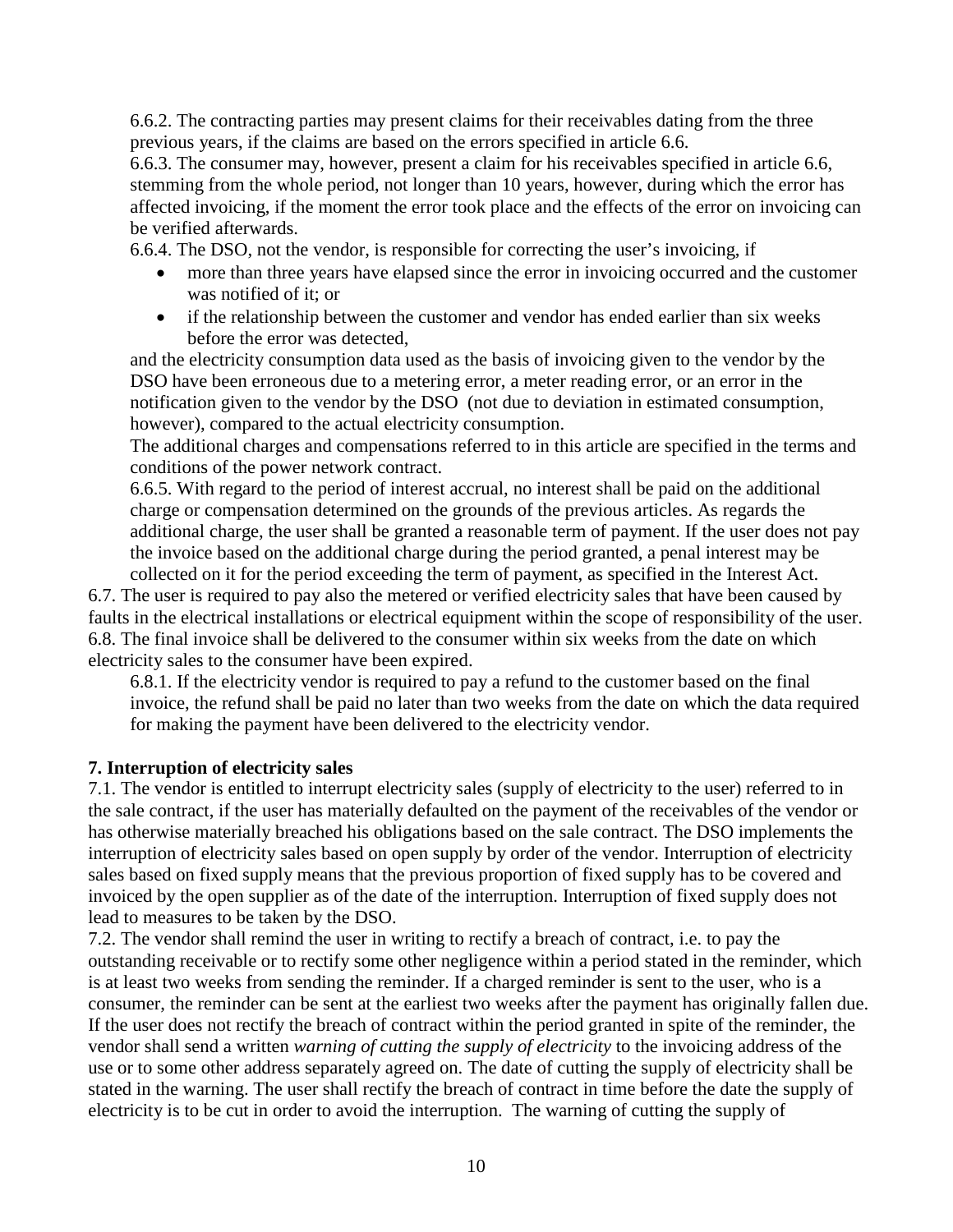6.6.2. The contracting parties may present claims for their receivables dating from the three previous years, if the claims are based on the errors specified in article 6.6.

6.6.3. The consumer may, however, present a claim for his receivables specified in article 6.6, stemming from the whole period, not longer than 10 years, however, during which the error has affected invoicing, if the moment the error took place and the effects of the error on invoicing can be verified afterwards.

6.6.4. The DSO, not the vendor, is responsible for correcting the user's invoicing, if

- more than three years have elapsed since the error in invoicing occurred and the customer was notified of it; or
- if the relationship between the customer and vendor has ended earlier than six weeks before the error was detected,

and the electricity consumption data used as the basis of invoicing given to the vendor by the DSO have been erroneous due to a metering error, a meter reading error, or an error in the notification given to the vendor by the DSO (not due to deviation in estimated consumption, however), compared to the actual electricity consumption.

The additional charges and compensations referred to in this article are specified in the terms and conditions of the power network contract.

6.6.5. With regard to the period of interest accrual, no interest shall be paid on the additional charge or compensation determined on the grounds of the previous articles. As regards the additional charge, the user shall be granted a reasonable term of payment. If the user does not pay the invoice based on the additional charge during the period granted, a penal interest may be collected on it for the period exceeding the term of payment, as specified in the Interest Act.

6.7. The user is required to pay also the metered or verified electricity sales that have been caused by faults in the electrical installations or electrical equipment within the scope of responsibility of the user.

6.8. The final invoice shall be delivered to the consumer within six weeks from the date on which electricity sales to the consumer have been expired.

6.8.1. If the electricity vendor is required to pay a refund to the customer based on the final invoice, the refund shall be paid no later than two weeks from the date on which the data required for making the payment have been delivered to the electricity vendor.

**7. Interruption of electricity sales**

7.1. The vendor is entitled to interrupt electricity sales (supply of electricity to the user) referred to in the sale contract, if the user has materially defaulted on the payment of the receivables of the vendor or has otherwise materially breached his obligations based on the sale contract. The DSO implements the interruption of electricity sales based on open supply by order of the vendor. Interruption of electricity sales based on fixed supply means that the previous proportion of fixed supply has to be covered and invoiced by the open supplier as of the date of the interruption. Interruption of fixed supply does not lead to measures to be taken by the DSO.

7.2. The vendor shall remind the user in writing to rectify a breach of contract, i.e. to pay the outstanding receivable or to rectify some other negligence within a period stated in the reminder, which is at least two weeks from sending the reminder. If a charged reminder is sent to the user, who is a consumer, the reminder can be sent at the earliest two weeks after the payment has originally fallen due. If the user does not rectify the breach of contract within the period granted in spite of the reminder, the vendor shall send a written *warning of cutting the supply of electricity* to the invoicing address of the use or to some other address separately agreed on. The date of cutting the supply of electricity shall be stated in the warning. The user shall rectify the breach of contract in time before the date the supply of electricity is to be cut in order to avoid the interruption. The warning of cutting the supply of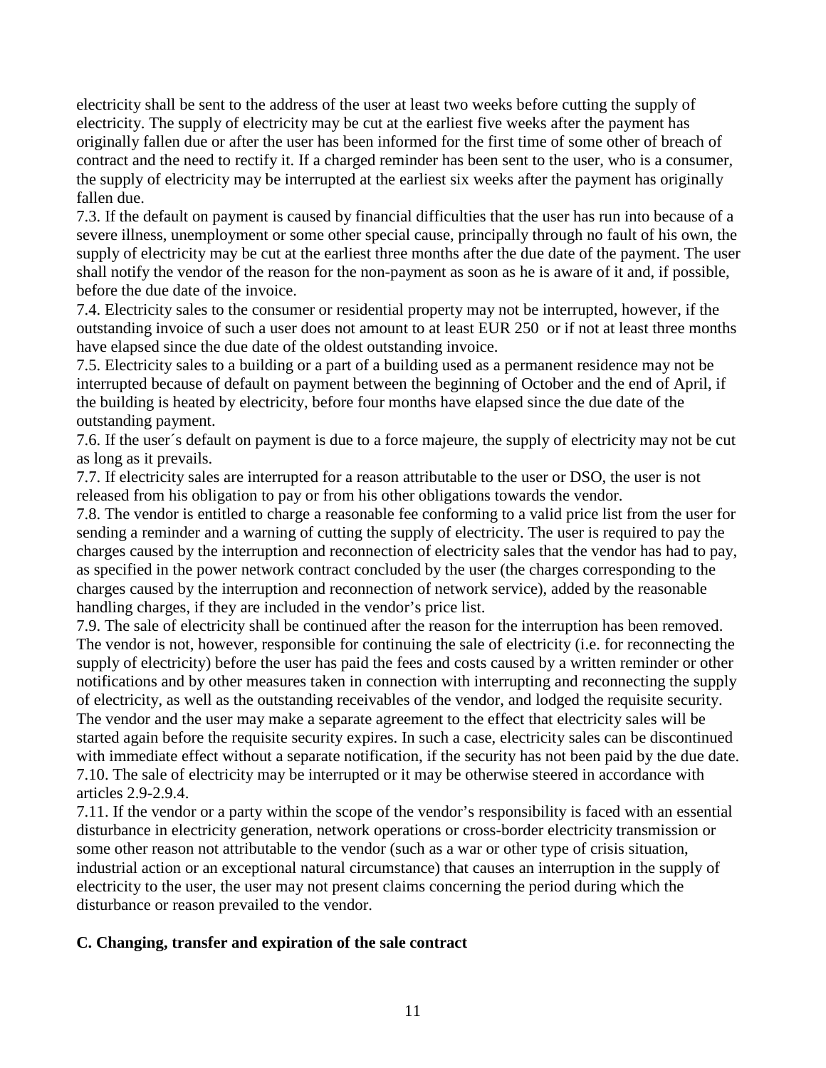electricity shall be sent to the address of the user at least two weeks before cutting the supply of electricity. The supply of electricity may be cut at the earliest five weeks after the payment has originally fallen due or after the user has been informed for the first time of some other of breach of contract and the need to rectify it. If a charged reminder has been sent to the user, who is a consumer, the supply of electricity may be interrupted at the earliest six weeks after the payment has originally fallen due.

7.3. If the default on payment is caused by financial difficulties that the user has run into because of a severe illness, unemployment or some other special cause, principally through no fault of his own, the supply of electricity may be cut at the earliest three months after the due date of the payment. The user shall notify the vendor of the reason for the non-payment as soon as he is aware of it and, if possible, before the due date of the invoice.

7.4. Electricity sales to the consumer or residential property may not be interrupted, however, if the outstanding invoice of such a user does not amount to at least EUR 250 or if not at least three months have elapsed since the due date of the oldest outstanding invoice.

7.5. Electricity sales to a building or a part of a building used as a permanent residence may not be interrupted because of default on payment between the beginning of October and the end of April, if the building is heated by electricity, before four months have elapsed since the due date of the outstanding payment.

7.6. If the user´s default on payment is due to a force majeure, the supply of electricity may not be cut as long as it prevails.

7.7. If electricity sales are interrupted for a reason attributable to the user or DSO, the user is not released from his obligation to pay or from his other obligations towards the vendor.

7.8. The vendor is entitled to charge a reasonable fee conforming to a valid price list from the user for sending a reminder and a warning of cutting the supply of electricity. The user is required to pay the charges caused by the interruption and reconnection of electricity sales that the vendor has had to pay, as specified in the power network contract concluded by the user (the charges corresponding to the charges caused by the interruption and reconnection of network service), added by the reasonable handling charges, if they are included in the vendor's price list.

7.9. The sale of electricity shall be continued after the reason for the interruption has been removed. The vendor is not, however, responsible for continuing the sale of electricity (i.e. for reconnecting the supply of electricity) before the user has paid the fees and costs caused by a written reminder or other notifications and by other measures taken in connection with interrupting and reconnecting the supply of electricity, as well as the outstanding receivables of the vendor, and lodged the requisite security. The vendor and the user may make a separate agreement to the effect that electricity sales will be started again before the requisite security expires. In such a case, electricity sales can be discontinued with immediate effect without a separate notification, if the security has not been paid by the due date.

7.10. The sale of electricity may be interrupted or it may be otherwise steered in accordance with articles 2.9-2.9.4.

7.11. If the vendor or a party within the scope of the vendor's responsibility is faced with an essential disturbance in electricity generation, network operations or cross-border electricity transmission or some other reason not attributable to the vendor (such as a war or other type of crisis situation, industrial action or an exceptional natural circumstance) that causes an interruption in the supply of electricity to the user, the user may not present claims concerning the period during which the disturbance or reason prevailed to the vendor.

**C. Changing, transfer and expiration of the sale contract**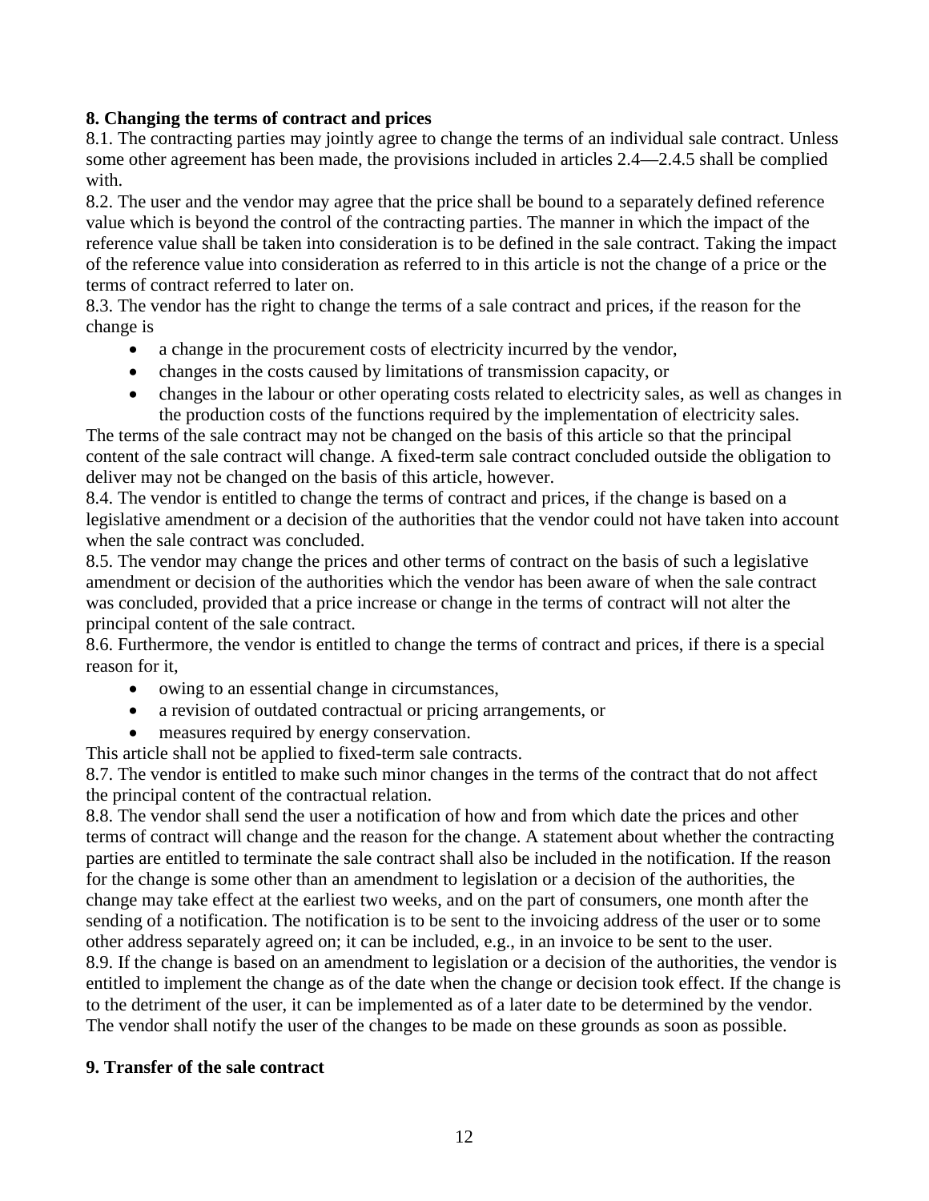**8. Changing the terms of contract and prices**

8.1. The contracting parties may jointly agree to change the terms of an individual sale contract. Unless some other agreement has been made, the provisions included in articles 2.4—2.4.5 shall be complied with.

8.2. The user and the vendor may agree that the price shall be bound to a separately defined reference value which is beyond the control of the contracting parties. The manner in which the impact of the reference value shall be taken into consideration is to be defined in the sale contract. Taking the impact of the reference value into consideration as referred to in this article is not the change of a price or the terms of contract referred to later on.

8.3. The vendor has the right to change the terms of a sale contract and prices, if the reason for the change is

- a change in the procurement costs of electricity incurred by the vendor,
- changes in the costs caused by limitations of transmission capacity, or
- changes in the labour or other operating costs related to electricity sales, as well as changes in the production costs of the functions required by the implementation of electricity sales.

The terms of the sale contract may not be changed on the basis of this article so that the principal content of the sale contract will change. A fixed-term sale contract concluded outside the obligation to deliver may not be changed on the basis of this article, however.

8.4. The vendor is entitled to change the terms of contract and prices, if the change is based on a legislative amendment or a decision of the authorities that the vendor could not have taken into account when the sale contract was concluded.

8.5. The vendor may change the prices and other terms of contract on the basis of such a legislative amendment or decision of the authorities which the vendor has been aware of when the sale contract was concluded, provided that a price increase or change in the terms of contract will not alter the principal content of the sale contract.

8.6. Furthermore, the vendor is entitled to change the terms of contract and prices, if there is a special reason for it,

- owing to an essential change in circumstances,
- a revision of outdated contractual or pricing arrangements, or
- measures required by energy conservation.

This article shall not be applied to fixed-term sale contracts.

8.7. The vendor is entitled to make such minor changes in the terms of the contract that do not affect the principal content of the contractual relation.

8.8. The vendor shall send the user a notification of how and from which date the prices and other terms of contract will change and the reason for the change. A statement about whether the contracting parties are entitled to terminate the sale contract shall also be included in the notification. If the reason for the change is some other than an amendment to legislation or a decision of the authorities, the change may take effect at the earliest two weeks, and on the part of consumers, one month after the sending of a notification. The notification is to be sent to the invoicing address of the user or to some other address separately agreed on; it can be included, e.g., in an invoice to be sent to the user.

8.9. If the change is based on an amendment to legislation or a decision of the authorities, the vendor is entitled to implement the change as of the date when the change or decision took effect. If the change is to the detriment of the user, it can be implemented as of a later date to be determined by the vendor. The vendor shall notify the user of the changes to be made on these grounds as soon as possible.

**9. Transfer of the sale contract**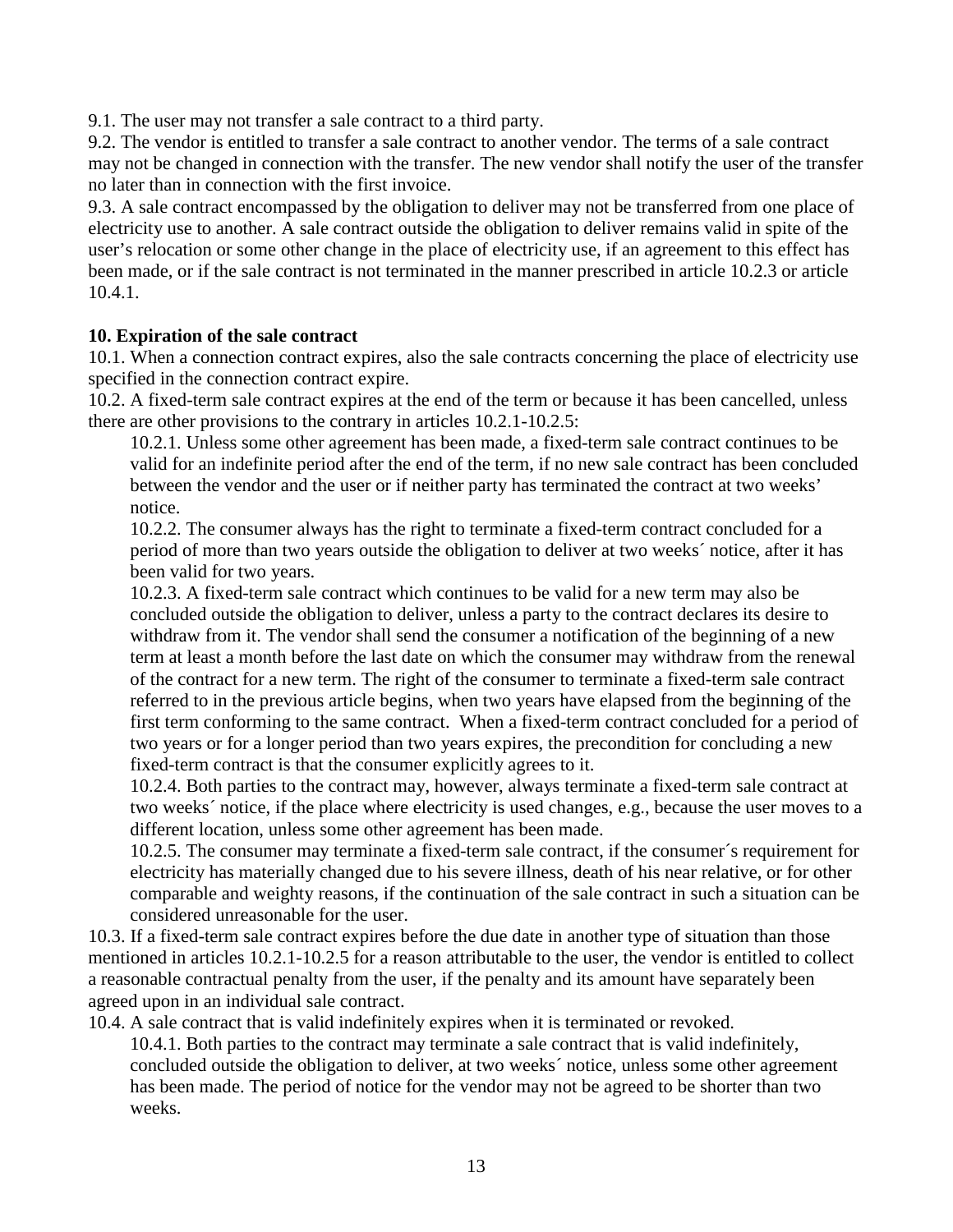9.1. The user may not transfer a sale contract to a third party.

9.2. The vendor is entitled to transfer a sale contract to another vendor. The terms of a sale contract may not be changed in connection with the transfer. The new vendor shall notify the user of the transfer no later than in connection with the first invoice.

9.3. A sale contract encompassed by the obligation to deliver may not be transferred from one place of electricity use to another. A sale contract outside the obligation to deliver remains valid in spite of the user's relocation or some other change in the place of electricity use, if an agreement to this effect has been made, or if the sale contract is not terminated in the manner prescribed in article 10.2.3 or article 10.4.1.

**10. Expiration of the sale contract**

10.1. When a connection contract expires, also the sale contracts concerning the place of electricity use specified in the connection contract expire.

10.2. A fixed-term sale contract expires at the end of the term or because it has been cancelled, unless there are other provisions to the contrary in articles 10.2.1-10.2.5:

> 10.2.1. Unless some other agreement has been made, a fixed-term sale contract continues to be valid for an indefinite period after the end of the term, if no new sale contract has been concluded between the vendor and the user or if neither party has terminated the contract at two weeks' notice.
>
> 10.2.2. The consumer always has the right to terminate a fixed-term contract concluded for a period of more than two years outside the obligation to deliver at two weeks´ notice, after it has been valid for two years.
>
> 10.2.3. A fixed-term sale contract which continues to be valid for a new term may also be concluded outside the obligation to deliver, unless a party to the contract declares its desire to withdraw from it. The vendor shall send the consumer a notification of the beginning of a new term at least a month before the last date on which the consumer may withdraw from the renewal of the contract for a new term. The right of the consumer to terminate a fixed-term sale contract referred to in the previous article begins, when two years have elapsed from the beginning of the first term conforming to the same contract. When a fixed-term contract concluded for a period of two years or for a longer period than two years expires, the precondition for concluding a new fixed-term contract is that the consumer explicitly agrees to it.
>
> 10.2.4. Both parties to the contract may, however, always terminate a fixed-term sale contract at two weeks´ notice, if the place where electricity is used changes, e.g., because the user moves to a different location, unless some other agreement has been made.
>
> 10.2.5. The consumer may terminate a fixed-term sale contract, if the consumer´s requirement for electricity has materially changed due to his severe illness, death of his near relative, or for other comparable and weighty reasons, if the continuation of the sale contract in such a situation can be considered unreasonable for the user.

10.3. If a fixed-term sale contract expires before the due date in another type of situation than those mentioned in articles 10.2.1-10.2.5 for a reason attributable to the user, the vendor is entitled to collect a reasonable contractual penalty from the user, if the penalty and its amount have separately been agreed upon in an individual sale contract.

10.4. A sale contract that is valid indefinitely expires when it is terminated or revoked.

> 10.4.1. Both parties to the contract may terminate a sale contract that is valid indefinitely, concluded outside the obligation to deliver, at two weeks´ notice, unless some other agreement has been made. The period of notice for the vendor may not be agreed to be shorter than two weeks.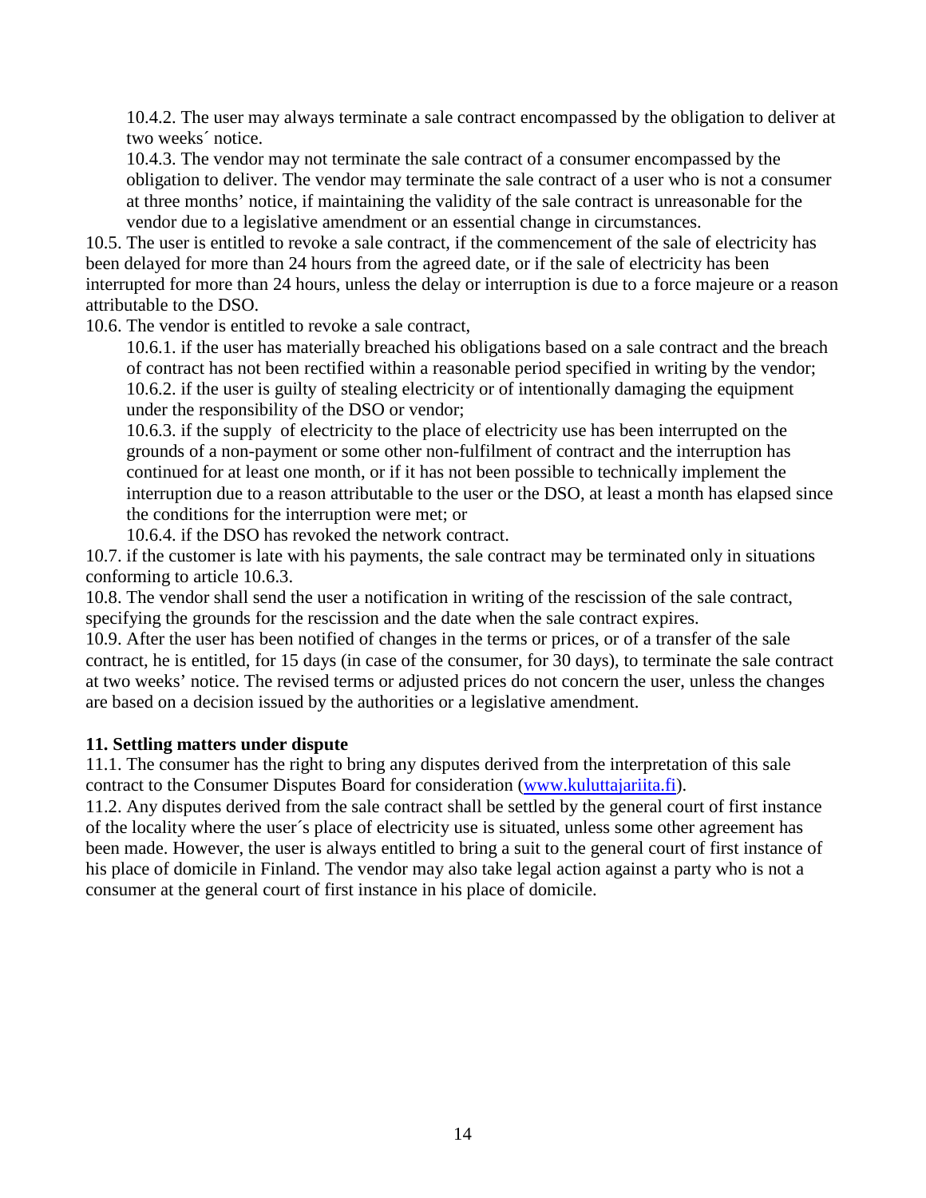10.4.2. The user may always terminate a sale contract encompassed by the obligation to deliver at two weeks´ notice.

10.4.3. The vendor may not terminate the sale contract of a consumer encompassed by the obligation to deliver. The vendor may terminate the sale contract of a user who is not a consumer at three months' notice, if maintaining the validity of the sale contract is unreasonable for the vendor due to a legislative amendment or an essential change in circumstances.

10.5. The user is entitled to revoke a sale contract, if the commencement of the sale of electricity has been delayed for more than 24 hours from the agreed date, or if the sale of electricity has been interrupted for more than 24 hours, unless the delay or interruption is due to a force majeure or a reason attributable to the DSO.

10.6. The vendor is entitled to revoke a sale contract,

10.6.1. if the user has materially breached his obligations based on a sale contract and the breach of contract has not been rectified within a reasonable period specified in writing by the vendor;

10.6.2. if the user is guilty of stealing electricity or of intentionally damaging the equipment under the responsibility of the DSO or vendor;

10.6.3. if the supply of electricity to the place of electricity use has been interrupted on the grounds of a non-payment or some other non-fulfilment of contract and the interruption has continued for at least one month, or if it has not been possible to technically implement the interruption due to a reason attributable to the user or the DSO, at least a month has elapsed since the conditions for the interruption were met; or

10.6.4. if the DSO has revoked the network contract.

10.7. if the customer is late with his payments, the sale contract may be terminated only in situations conforming to article 10.6.3.

10.8. The vendor shall send the user a notification in writing of the rescission of the sale contract, specifying the grounds for the rescission and the date when the sale contract expires.

10.9. After the user has been notified of changes in the terms or prices, or of a transfer of the sale contract, he is entitled, for 15 days (in case of the consumer, for 30 days), to terminate the sale contract at two weeks' notice. The revised terms or adjusted prices do not concern the user, unless the changes are based on a decision issued by the authorities or a legislative amendment.

**11. Settling matters under dispute**

11.1. The consumer has the right to bring any disputes derived from the interpretation of this sale contract to the Consumer Disputes Board for consideration (www.kuluttajariita.fi).

11.2. Any disputes derived from the sale contract shall be settled by the general court of first instance of the locality where the user´s place of electricity use is situated, unless some other agreement has been made. However, the user is always entitled to bring a suit to the general court of first instance of his place of domicile in Finland. The vendor may also take legal action against a party who is not a consumer at the general court of first instance in his place of domicile.